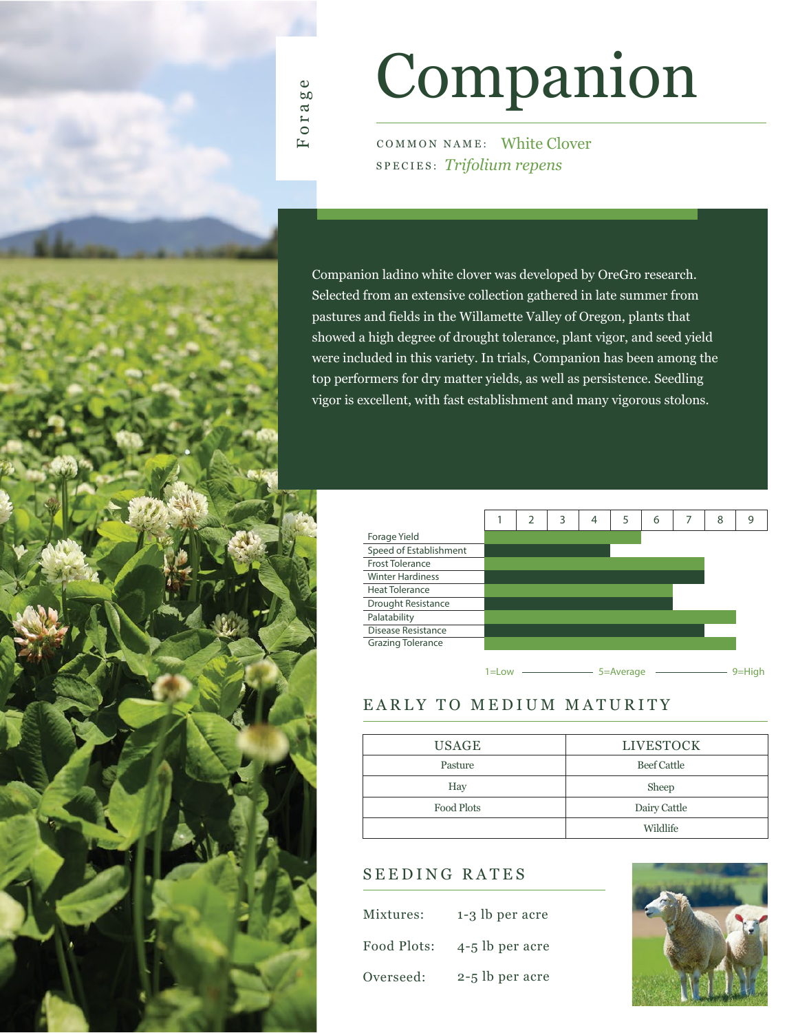Forage

# Companion

COMMON NAME: White Clover
SPECIES: *Trifolium repens*

Companion ladino white clover was developed by OreGro research. Selected from an extensive collection gathered in late summer from pastures and fields in the Willamette Valley of Oregon, plants that showed a high degree of drought tolerance, plant vigor, and seed yield were included in this variety. In trials, Companion has been among the top performers for dry matter yields, as well as persistence. Seedling vigor is excellent, with fast establishment and many vigorous stolons.

| Trait | Rating (1–9) |
|---|---|
| Forage Yield | 5 |
| Speed of Establishment | 4 |
| Frost Tolerance | 7 |
| Winter Hardiness | 7 |
| Heat Tolerance | 6 |
| Drought Resistance | 6 |
| Palatability | 8 |
| Disease Resistance | 7 |
| Grazing Tolerance | 8 |

1=Low — 5=Average — 9=High

## EARLY TO MEDIUM MATURITY

| USAGE | LIVESTOCK |
|---|---|
| Pasture | Beef Cattle |
| Hay | Sheep |
| Food Plots | Dairy Cattle |
| | Wildlife |

## SEEDING RATES

Mixtures: 1-3 lb per acre

Food Plots: 4-5 lb per acre

Overseed: 2-5 lb per acre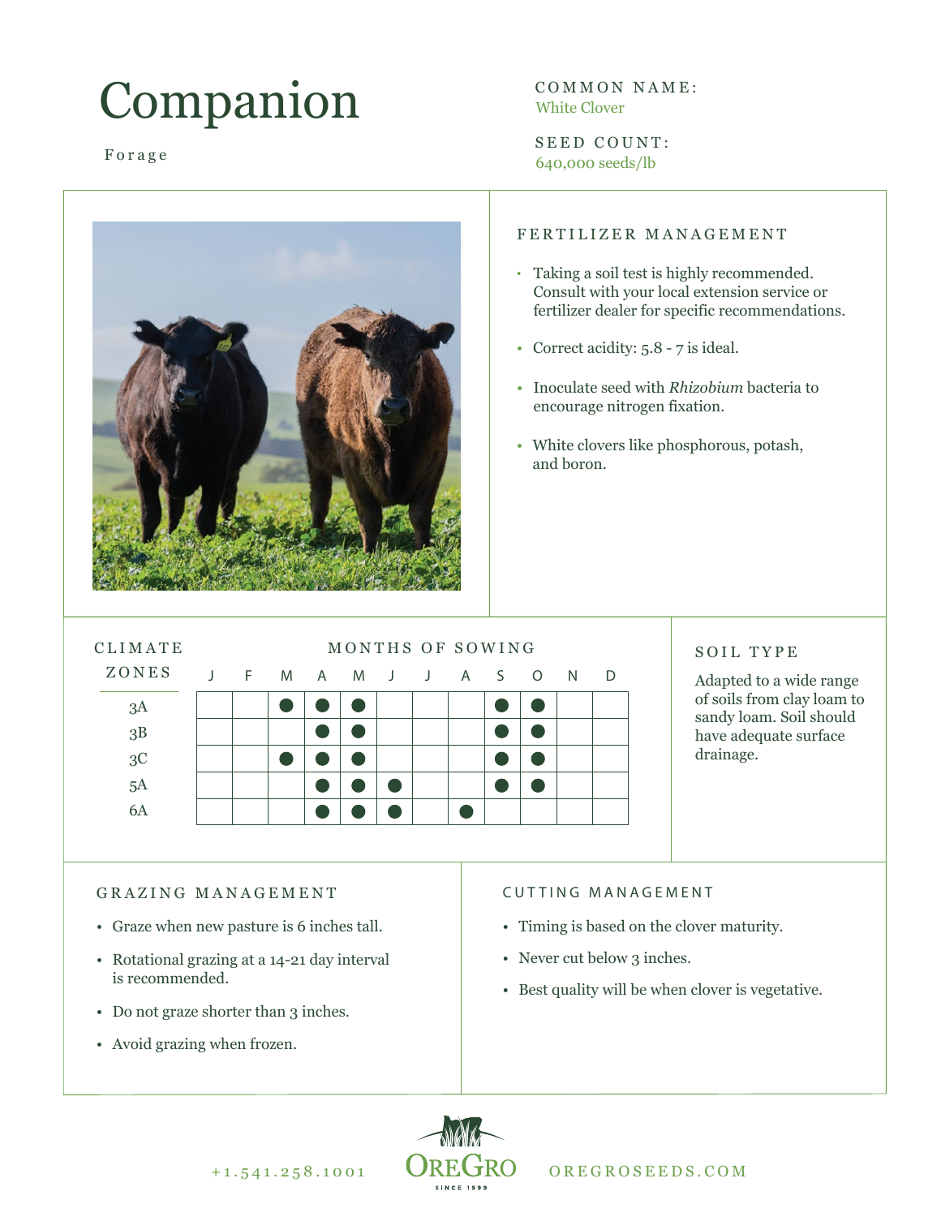# Companion

Forage

COMMON NAME:
White Clover

SEED COUNT:
640,000 seeds/lb

## FERTILIZER MANAGEMENT

- Taking a soil test is highly recommended. Consult with your local extension service or fertilizer dealer for specific recommendations.
- Correct acidity: 5.8 - 7 is ideal.
- Inoculate seed with *Rhizobium* bacteria to encourage nitrogen fixation.
- White clovers like phosphorous, potash, and boron.

## CLIMATE ZONES / MONTHS OF SOWING

| CLIMATE ZONES | J | F | M | A | M | J | J | A | S | O | N | D |
|---|---|---|---|---|---|---|---|---|---|---|---|---|
| 3A | | | ● | ● | ● | | | | ● | ● | | |
| 3B | | | | ● | ● | | | | ● | ● | | |
| 3C | | | ● | ● | ● | | | | ● | ● | | |
| 5A | | | | ● | ● | ● | | | ● | ● | | |
| 6A | | | | ● | ● | ● | | ● | | | | |

## SOIL TYPE

Adapted to a wide range of soils from clay loam to sandy loam. Soil should have adequate surface drainage.

## GRAZING MANAGEMENT

- Graze when new pasture is 6 inches tall.
- Rotational grazing at a 14-21 day interval is recommended.
- Do not graze shorter than 3 inches.
- Avoid grazing when frozen.

## CUTTING MANAGEMENT

- Timing is based on the clover maturity.
- Never cut below 3 inches.
- Best quality will be when clover is vegetative.

+1.541.258.1001 OREGRO SINCE 1999 OREGROSEEDS.COM